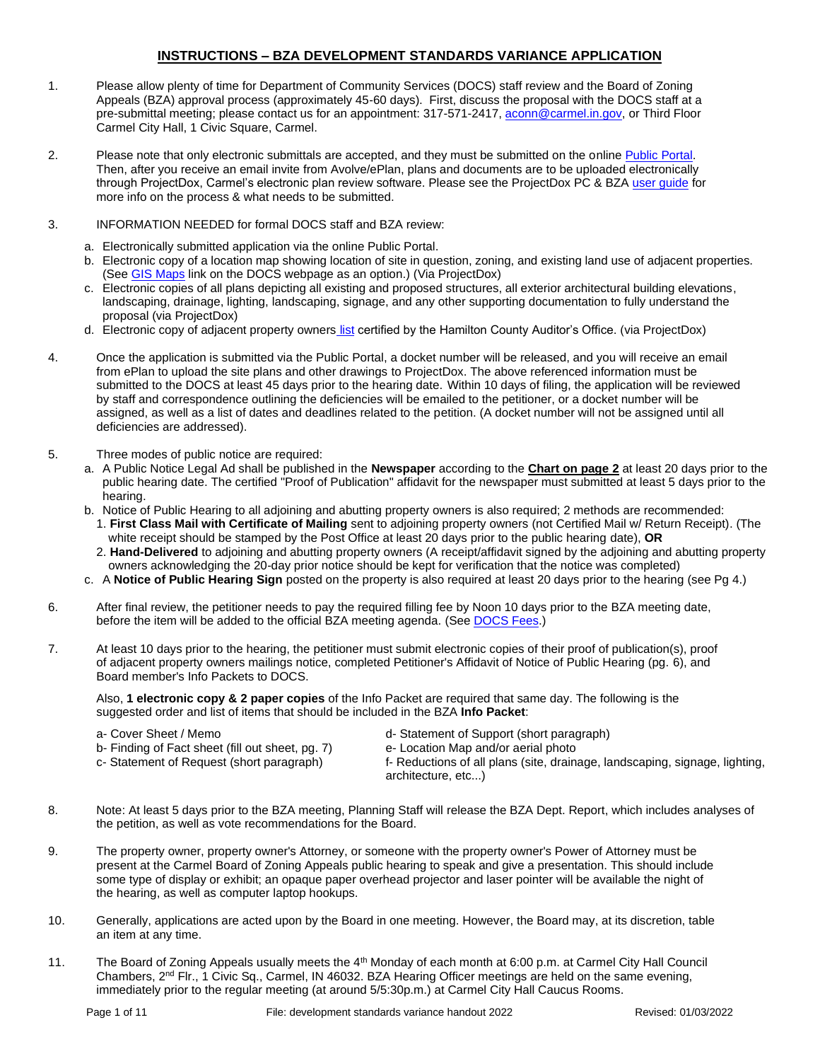# INSTRUCTIONS – BZA DEVELOPMENT STANDARDS VARIANCE APPLICATION

1. Please allow plenty of time for Department of Community Services (DOCS) staff review and the Board of Zoning Appeals (BZA) approval process (approximately 45-60 days). First, discuss the proposal with the DOCS staff at a pre-submittal meeting; please contact us for an appointment: 317-571-2417, aconn@carmel.in.gov, or Third Floor Carmel City Hall, 1 Civic Square, Carmel.

2. Please note that only electronic submittals are accepted, and they must be submitted on the online Public Portal. Then, after you receive an email invite from Avolve/ePlan, plans and documents are to be uploaded electronically through ProjectDox, Carmel's electronic plan review software. Please see the ProjectDox PC & BZA user guide for more info on the process & what needs to be submitted.

3. INFORMATION NEEDED for formal DOCS staff and BZA review:
   a. Electronically submitted application via the online Public Portal.
   b. Electronic copy of a location map showing location of site in question, zoning, and existing land use of adjacent properties. (See GIS Maps link on the DOCS webpage as an option.) (Via ProjectDox)
   c. Electronic copies of all plans depicting all existing and proposed structures, all exterior architectural building elevations, landscaping, drainage, lighting, landscaping, signage, and any other supporting documentation to fully understand the proposal (via ProjectDox)
   d. Electronic copy of adjacent property owners list certified by the Hamilton County Auditor's Office. (via ProjectDox)

4. Once the application is submitted via the Public Portal, a docket number will be released, and you will receive an email from ePlan to upload the site plans and other drawings to ProjectDox. The above referenced information must be submitted to the DOCS at least 45 days prior to the hearing date. Within 10 days of filing, the application will be reviewed by staff and correspondence outlining the deficiencies will be emailed to the petitioner, or a docket number will be assigned, as well as a list of dates and deadlines related to the petition. (A docket number will not be assigned until all deficiencies are addressed).

5. Three modes of public notice are required:
   a. A Public Notice Legal Ad shall be published in the **Newspaper** according to the **Chart on page 2** at least 20 days prior to the public hearing date. The certified "Proof of Publication" affidavit for the newspaper must submitted at least 5 days prior to the hearing.
   b. Notice of Public Hearing to all adjoining and abutting property owners is also required; 2 methods are recommended:
      1. **First Class Mail with Certificate of Mailing** sent to adjoining property owners (not Certified Mail w/ Return Receipt). (The white receipt should be stamped by the Post Office at least 20 days prior to the public hearing date), **OR**
      2. **Hand-Delivered** to adjoining and abutting property owners (A receipt/affidavit signed by the adjoining and abutting property owners acknowledging the 20-day prior notice should be kept for verification that the notice was completed)
   c. A **Notice of Public Hearing Sign** posted on the property is also required at least 20 days prior to the hearing (see Pg 4.)

6. After final review, the petitioner needs to pay the required filling fee by Noon 10 days prior to the BZA meeting date, before the item will be added to the official BZA meeting agenda. (See DOCS Fees.)

7. At least 10 days prior to the hearing, the petitioner must submit electronic copies of their proof of publication(s), proof of adjacent property owners mailings notice, completed Petitioner's Affidavit of Notice of Public Hearing (pg. 6), and Board member's Info Packets to DOCS.

   Also, **1 electronic copy & 2 paper copies** of the Info Packet are required that same day. The following is the suggested order and list of items that should be included in the BZA **Info Packet**:

   a- Cover Sheet / Memo
   b- Finding of Fact sheet (fill out sheet, pg. 7)
   c- Statement of Request (short paragraph)
   d- Statement of Support (short paragraph)
   e- Location Map and/or aerial photo
   f- Reductions of all plans (site, drainage, landscaping, signage, lighting, architecture, etc...)

8. Note: At least 5 days prior to the BZA meeting, Planning Staff will release the BZA Dept. Report, which includes analyses of the petition, as well as vote recommendations for the Board.

9. The property owner, property owner's Attorney, or someone with the property owner's Power of Attorney must be present at the Carmel Board of Zoning Appeals public hearing to speak and give a presentation. This should include some type of display or exhibit; an opaque paper overhead projector and laser pointer will be available the night of the hearing, as well as computer laptop hookups.

10. Generally, applications are acted upon by the Board in one meeting. However, the Board may, at its discretion, table an item at any time.

11. The Board of Zoning Appeals usually meets the 4th Monday of each month at 6:00 p.m. at Carmel City Hall Council Chambers, 2nd Flr., 1 Civic Sq., Carmel, IN 46032. BZA Hearing Officer meetings are held on the same evening, immediately prior to the regular meeting (at around 5/5:30p.m.) at Carmel City Hall Caucus Rooms.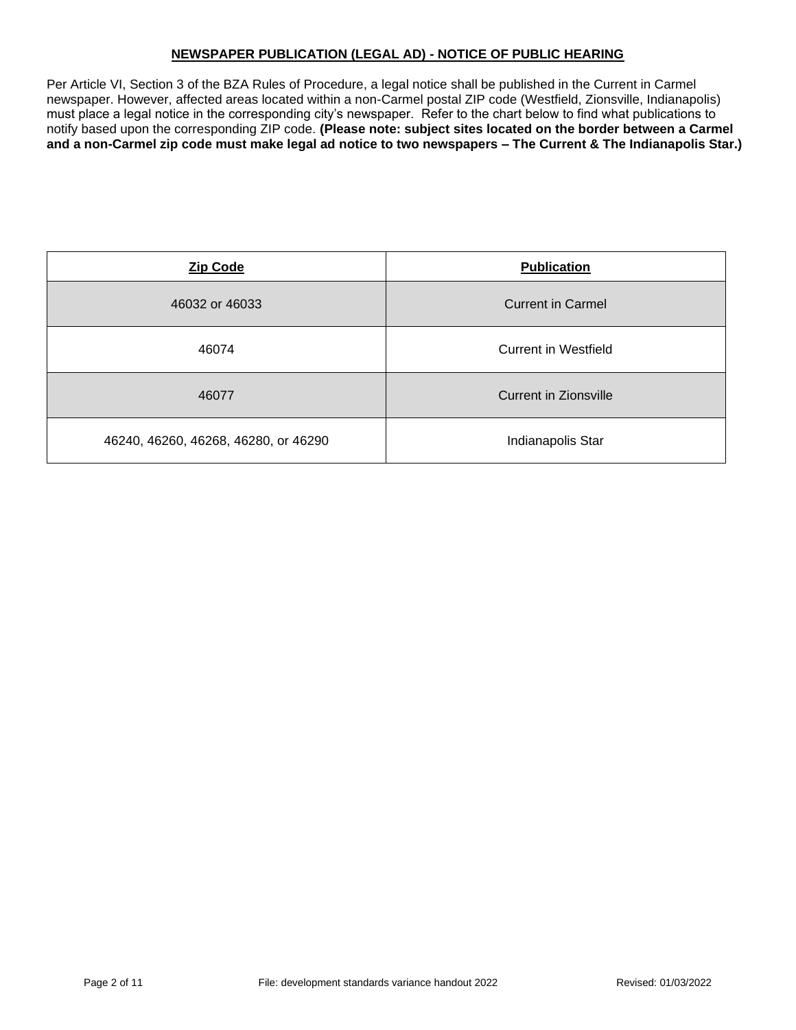## NEWSPAPER PUBLICATION (LEGAL AD) - NOTICE OF PUBLIC HEARING

Per Article VI, Section 3 of the BZA Rules of Procedure, a legal notice shall be published in the Current in Carmel newspaper. However, affected areas located within a non-Carmel postal ZIP code (Westfield, Zionsville, Indianapolis) must place a legal notice in the corresponding city's newspaper. Refer to the chart below to find what publications to notify based upon the corresponding ZIP code. **(Please note: subject sites located on the border between a Carmel and a non-Carmel zip code must make legal ad notice to two newspapers – The Current & The Indianapolis Star.)**

| Zip Code | Publication |
| --- | --- |
| 46032 or 46033 | Current in Carmel |
| 46074 | Current in Westfield |
| 46077 | Current in Zionsville |
| 46240, 46260, 46268, 46280, or 46290 | Indianapolis Star |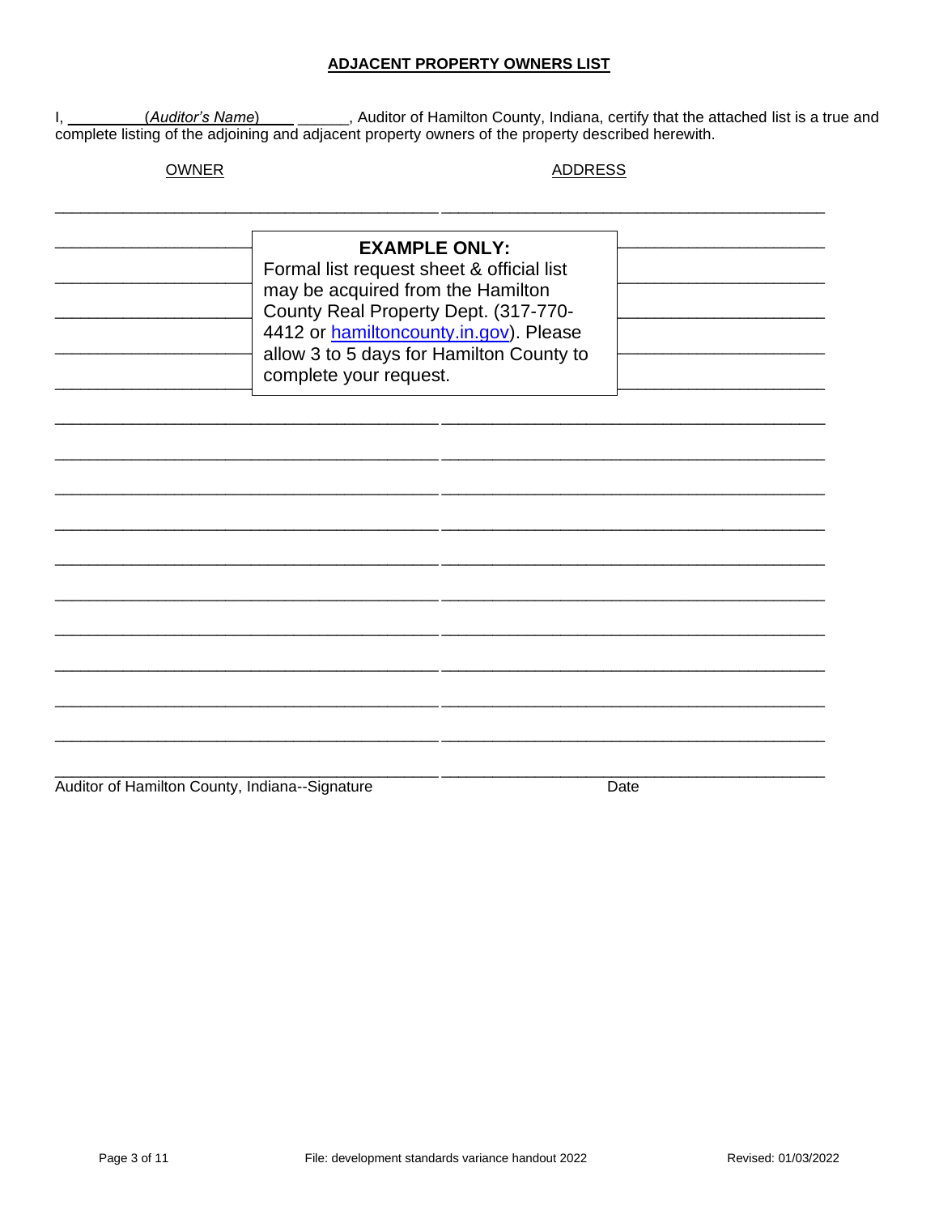## ADJACENT PROPERTY OWNERS LIST

I, ________(*Auditor's Name*)________, Auditor of Hamilton County, Indiana, certify that the attached list is a true and complete listing of the adjoining and adjacent property owners of the property described herewith.

| OWNER | ADDRESS |
|---|---|
| | |
| | |
| | |
| | |
| | |
| | |
| | |
| | |
| | |
| | |
| | |
| | |
| | |
| | |
| | |
| | |

> **EXAMPLE ONLY:**
> Formal list request sheet & official list may be acquired from the Hamilton County Real Property Dept. (317-770-4412 or hamiltoncounty.in.gov). Please allow 3 to 5 days for Hamilton County to complete your request.

______________________________ ______________________________

Auditor of Hamilton County, Indiana--Signature Date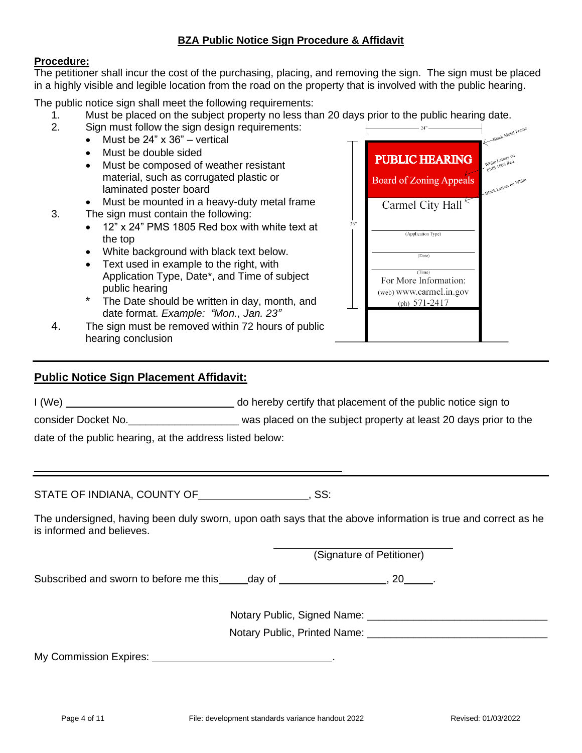## BZA Public Notice Sign Procedure & Affidavit

**Procedure:**

The petitioner shall incur the cost of the purchasing, placing, and removing the sign. The sign must be placed in a highly visible and legible location from the road on the property that is involved with the public hearing.

The public notice sign shall meet the following requirements:

1. Must be placed on the subject property no less than 20 days prior to the public hearing date.
2. Sign must follow the sign design requirements:
   - Must be 24" x 36" – vertical
   - Must be double sided
   - Must be composed of weather resistant material, such as corrugated plastic or laminated poster board
   - Must be mounted in a heavy-duty metal frame
3. The sign must contain the following:
   - 12" x 24" PMS 1805 Red box with white text at the top
   - White background with black text below.
   - Text used in example to the right, with Application Type, Date*, and Time of subject public hearing
   - \* The Date should be written in day, month, and date format. *Example: "Mon., Jan. 23"*
4. The sign must be removed within 72 hours of public hearing conclusion

24" — Black Metal Frame

36"

**PUBLIC HEARING** — White Letters on PMS 1805 Red

Board of Zoning Appeals

Carmel City Hall — Black Letters on White

_______________ (Application Type)

_______________ (Date)

_______________ (Time)

For More Information:
(web) www.carmel.in.gov
(ph) 571-2417

---

## Public Notice Sign Placement Affidavit:

I (We) ______________________________ do hereby certify that placement of the public notice sign to consider Docket No.___________________ was placed on the subject property at least 20 days prior to the date of the public hearing, at the address listed below:

________________________________________________

---

STATE OF INDIANA, COUNTY OF__________________, SS:

The undersigned, having been duly sworn, upon oath says that the above information is true and correct as he is informed and believes.

______________________________
(Signature of Petitioner)

Subscribed and sworn to before me this_____day of __________________, 20_____.

Notary Public, Signed Name: ______________________________

Notary Public, Printed Name: ______________________________

My Commission Expires: ______________________________.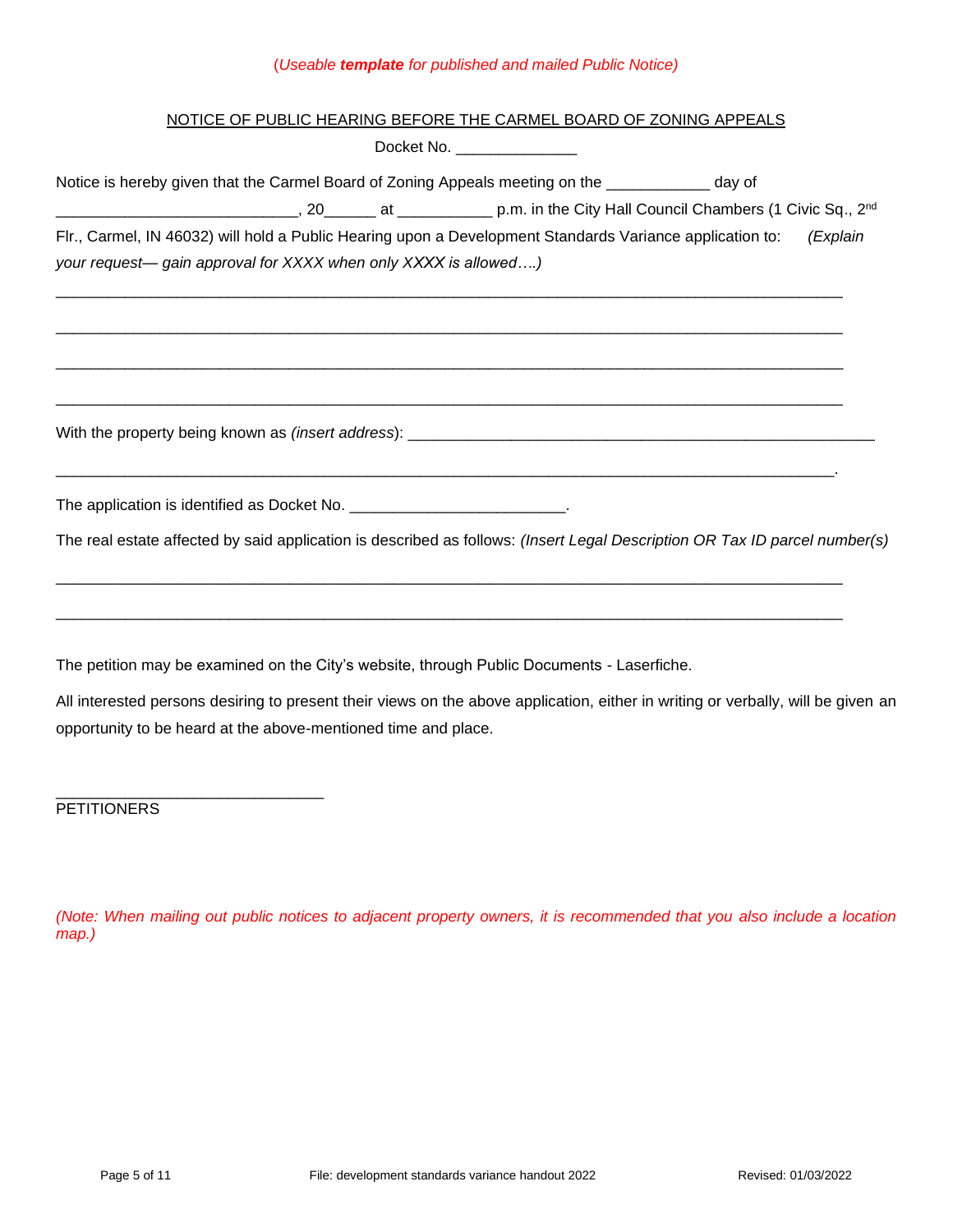(*Useable **template** for published and mailed Public Notice)*

NOTICE OF PUBLIC HEARING BEFORE THE CARMEL BOARD OF ZONING APPEALS

Docket No. ______________

Notice is hereby given that the Carmel Board of Zoning Appeals meeting on the ____________ day of ____________________________, 20______ at ___________ p.m. in the City Hall Council Chambers (1 Civic Sq., 2nd Flr., Carmel, IN 46032) will hold a Public Hearing upon a Development Standards Variance application to: *(Explain your request— gain approval for XXXX when only XXXX is allowed….)*

______________________________________________________________________________________

______________________________________________________________________________________

______________________________________________________________________________________

______________________________________________________________________________________

With the property being known as *(insert address)*: __________________________________________________________

_____________________________________________________________________________________.

The application is identified as Docket No. _________________________.

The real estate affected by said application is described as follows: *(Insert Legal Description OR Tax ID parcel number(s)*

______________________________________________________________________________________

______________________________________________________________________________________

The petition may be examined on the City's website, through Public Documents - Laserfiche.

All interested persons desiring to present their views on the above application, either in writing or verbally, will be given an opportunity to be heard at the above-mentioned time and place.

_______________________________
PETITIONERS

*(Note: When mailing out public notices to adjacent property owners, it is recommended that you also include a location map.)*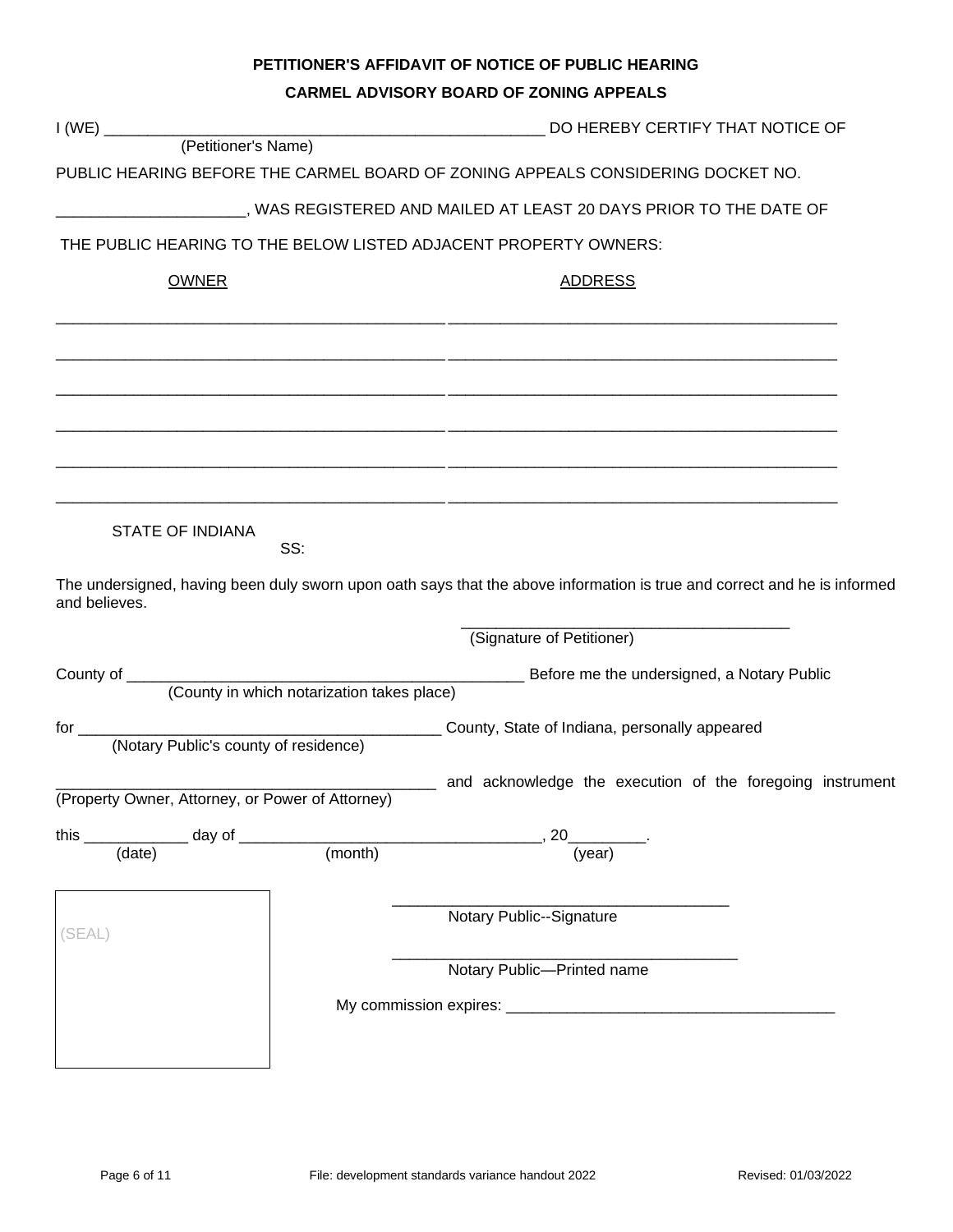**PETITIONER'S AFFIDAVIT OF NOTICE OF PUBLIC HEARING**

**CARMEL ADVISORY BOARD OF ZONING APPEALS**

I (WE) ____________________________________________________ DO HEREBY CERTIFY THAT NOTICE OF
(Petitioner's Name)

PUBLIC HEARING BEFORE THE CARMEL BOARD OF ZONING APPEALS CONSIDERING DOCKET NO.

_____________________, WAS REGISTERED AND MAILED AT LEAST 20 DAYS PRIOR TO THE DATE OF

THE PUBLIC HEARING TO THE BELOW LISTED ADJACENT PROPERTY OWNERS:

| OWNER | ADDRESS |
| --- | --- |
| _____________________________________________ | _____________________________________________ |
| _____________________________________________ | _____________________________________________ |
| _____________________________________________ | _____________________________________________ |
| _____________________________________________ | _____________________________________________ |
| _____________________________________________ | _____________________________________________ |
| _____________________________________________ | _____________________________________________ |

STATE OF INDIANA
SS:

The undersigned, having been duly sworn upon oath says that the above information is true and correct and he is informed and believes.

_____________________________________
(Signature of Petitioner)

County of _______________________________________________ Before me the undersigned, a Notary Public
(County in which notarization takes place)

for __________________________________________ County, State of Indiana, personally appeared
(Notary Public's county of residence)

____________________________________________ and acknowledge the execution of the foregoing instrument
(Property Owner, Attorney, or Power of Attorney)

this ____________ day of __________________________________, 20_________.
(date) (month) (year)

(SEAL)

_______________________________________
Notary Public--Signature

_______________________________________
Notary Public—Printed name

My commission expires: ______________________________________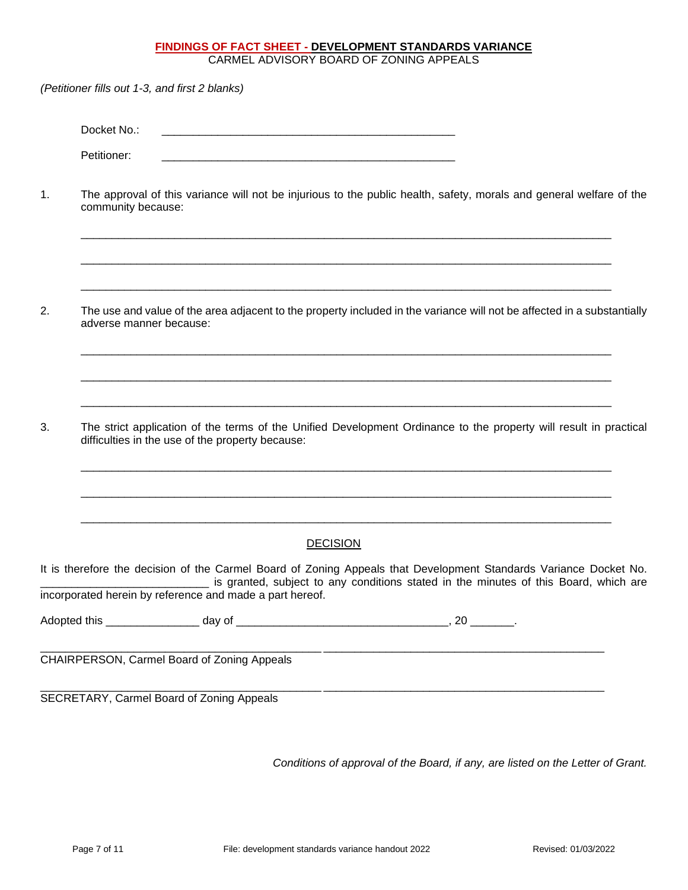## FINDINGS OF FACT SHEET - DEVELOPMENT STANDARDS VARIANCE

CARMEL ADVISORY BOARD OF ZONING APPEALS

*(Petitioner fills out 1-3, and first 2 blanks)*

Docket No.: _______________________________________________

Petitioner: _______________________________________________

1. The approval of this variance will not be injurious to the public health, safety, morals and general welfare of the community because:

_______________________________________________________________________________

_______________________________________________________________________________

_______________________________________________________________________________

2. The use and value of the area adjacent to the property included in the variance will not be affected in a substantially adverse manner because:

_______________________________________________________________________________

_______________________________________________________________________________

_______________________________________________________________________________

3. The strict application of the terms of the Unified Development Ordinance to the property will result in practical difficulties in the use of the property because:

_______________________________________________________________________________

_______________________________________________________________________________

_______________________________________________________________________________

### DECISION

It is therefore the decision of the Carmel Board of Zoning Appeals that Development Standards Variance Docket No. __________________________ is granted, subject to any conditions stated in the minutes of this Board, which are incorporated herein by reference and made a part hereof.

Adopted this _______________ day of __________________________________, 20 _______.

_____________________________________________ _____________________________________________

CHAIRPERSON, Carmel Board of Zoning Appeals

_____________________________________________ _____________________________________________

SECRETARY, Carmel Board of Zoning Appeals

*Conditions of approval of the Board, if any, are listed on the Letter of Grant.*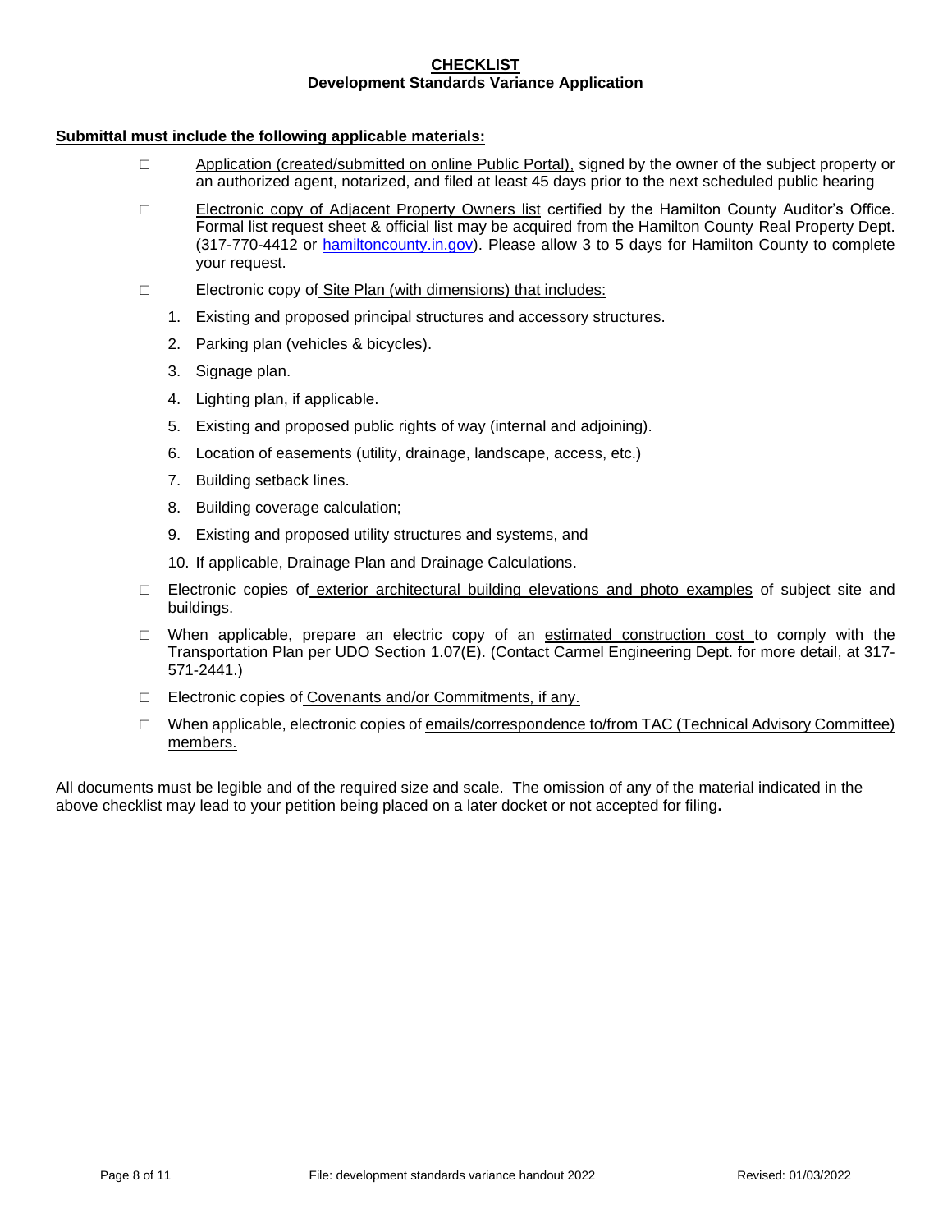## CHECKLIST
### Development Standards Variance Application

**Submittal must include the following applicable materials:**

- □ Application (created/submitted on online Public Portal), signed by the owner of the subject property or an authorized agent, notarized, and filed at least 45 days prior to the next scheduled public hearing
- □ Electronic copy of Adjacent Property Owners list certified by the Hamilton County Auditor's Office. Formal list request sheet & official list may be acquired from the Hamilton County Real Property Dept. (317-770-4412 or hamiltoncounty.in.gov). Please allow 3 to 5 days for Hamilton County to complete your request.
- □ Electronic copy of Site Plan (with dimensions) that includes:
  1. Existing and proposed principal structures and accessory structures.
  2. Parking plan (vehicles & bicycles).
  3. Signage plan.
  4. Lighting plan, if applicable.
  5. Existing and proposed public rights of way (internal and adjoining).
  6. Location of easements (utility, drainage, landscape, access, etc.)
  7. Building setback lines.
  8. Building coverage calculation;
  9. Existing and proposed utility structures and systems, and
  10. If applicable, Drainage Plan and Drainage Calculations.
- □ Electronic copies of exterior architectural building elevations and photo examples of subject site and buildings.
- □ When applicable, prepare an electric copy of an estimated construction cost to comply with the Transportation Plan per UDO Section 1.07(E). (Contact Carmel Engineering Dept. for more detail, at 317-571-2441.)
- □ Electronic copies of Covenants and/or Commitments, if any.
- □ When applicable, electronic copies of emails/correspondence to/from TAC (Technical Advisory Committee) members.

All documents must be legible and of the required size and scale. The omission of any of the material indicated in the above checklist may lead to your petition being placed on a later docket or not accepted for filing**.**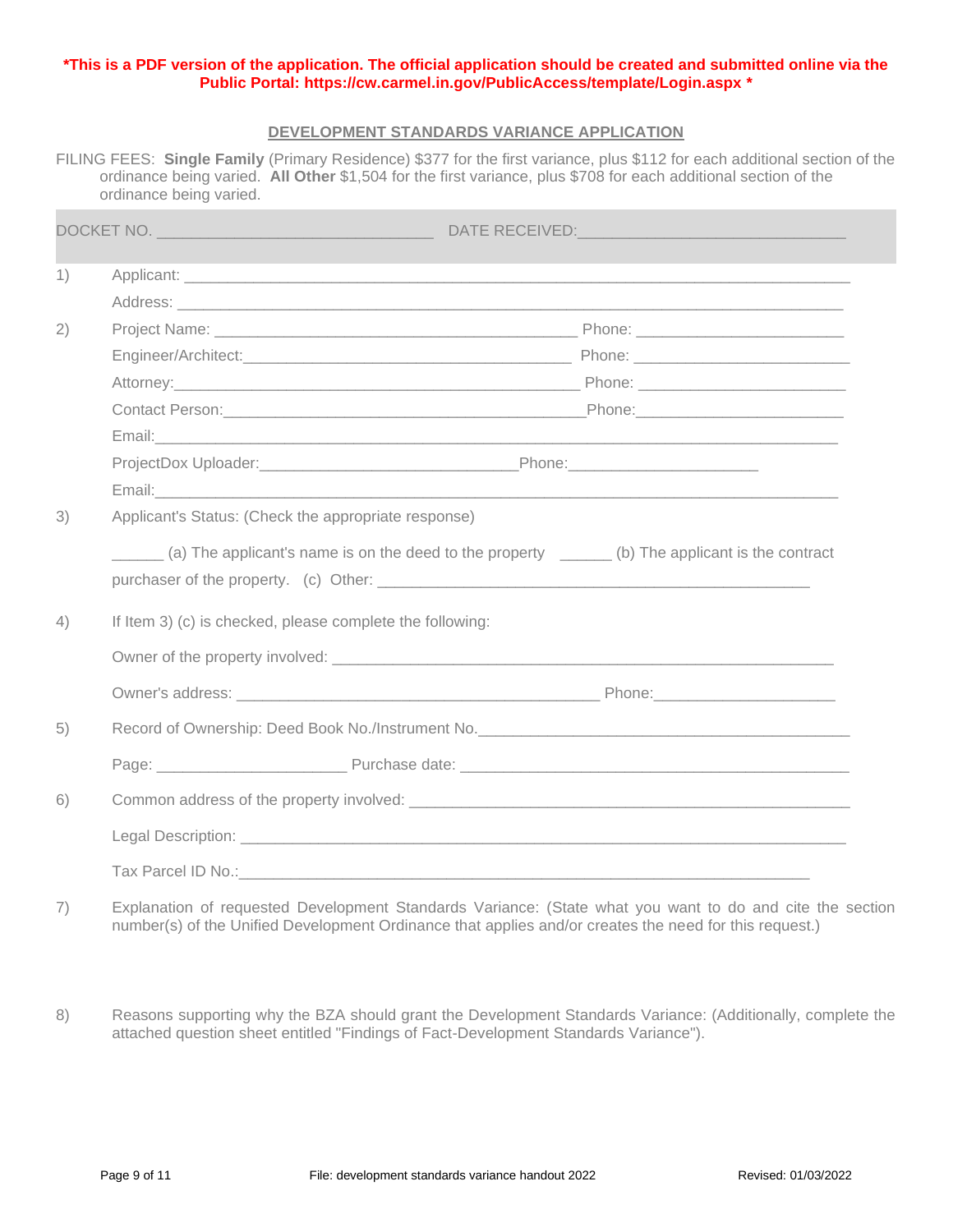**\*This is a PDF version of the application. The official application should be created and submitted online via the Public Portal: https://cw.carmel.in.gov/PublicAccess/template/Login.aspx \***

## DEVELOPMENT STANDARDS VARIANCE APPLICATION

FILING FEES: **Single Family** (Primary Residence) $377 for the first variance, plus $112 for each additional section of the ordinance being varied. **All Other** $1,504 for the first variance, plus $708 for each additional section of the ordinance being varied.

DOCKET NO. ______________________________ DATE RECEIVED: ______________________________

1) Applicant: ______________________________________________________________________

   Address: ______________________________________________________________________

2) Project Name: ________________________________________ Phone: ______________________

   Engineer/Architect: ____________________________________ Phone: ______________________

   Attorney: ____________________________________________ Phone: ______________________

   Contact Person: ________________________________________ Phone: ______________________

   Email: ________________________________________________________________________

   ProjectDox Uploader: ____________________________ Phone: _____________________

   Email: ________________________________________________________________________

3) Applicant's Status: (Check the appropriate response)

   ______ (a) The applicant's name is on the deed to the property ______ (b) The applicant is the contract purchaser of the property. (c) Other: ______________________________________________

4) If Item 3) (c) is checked, please complete the following:

   Owner of the property involved: _______________________________________________________

   Owner's address: ________________________________________ Phone: ____________________

5) Record of Ownership: Deed Book No./Instrument No. __________________________________________

   Page: _____________________ Purchase date: ____________________________________________

6) Common address of the property involved: _______________________________________________

   Legal Description: _____________________________________________________________________

   Tax Parcel ID No.: ____________________________________________________________________

7) Explanation of requested Development Standards Variance: (State what you want to do and cite the section number(s) of the Unified Development Ordinance that applies and/or creates the need for this request.)

8) Reasons supporting why the BZA should grant the Development Standards Variance: (Additionally, complete the attached question sheet entitled "Findings of Fact-Development Standards Variance").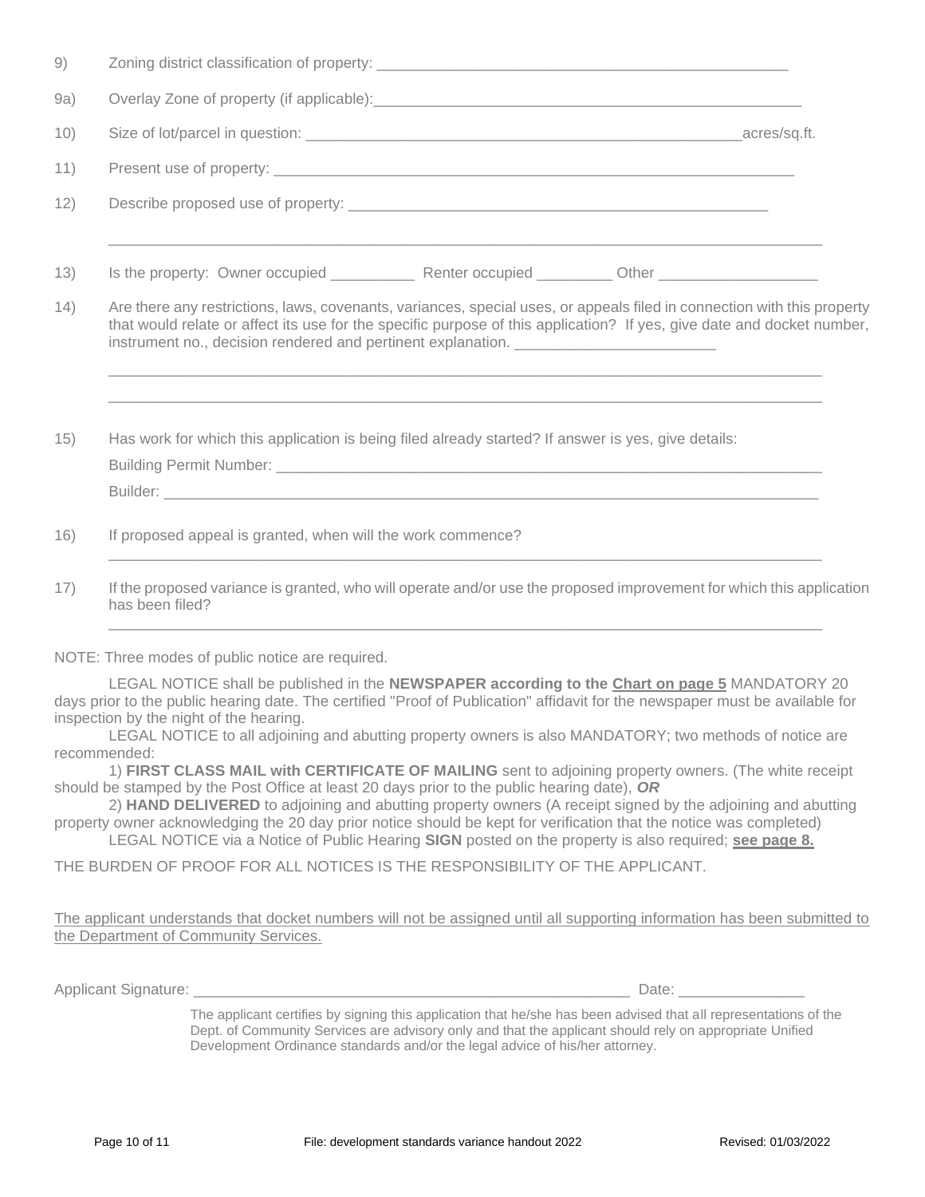9) Zoning district classification of property: ___________________________________________________

9a) Overlay Zone of property (if applicable):_____________________________________________________

10) Size of lot/parcel in question: _____________________________________________________acres/sq.ft.

11) Present use of property: _______________________________________________________________

12) Describe proposed use of property: ______________________________________________________

_______________________________________________________________________________________

13) Is the property: Owner occupied __________ Renter occupied _________ Other ___________________

14) Are there any restrictions, laws, covenants, variances, special uses, or appeals filed in connection with this property that would relate or affect its use for the specific purpose of this application? If yes, give date and docket number, instrument no., decision rendered and pertinent explanation. ________________________

_______________________________________________________________________________________

_______________________________________________________________________________________

15) Has work for which this application is being filed already started? If answer is yes, give details:

Building Permit Number: __________________________________________________________________

Builder: _______________________________________________________________________________

16) If proposed appeal is granted, when will the work commence?

_______________________________________________________________________________________

17) If the proposed variance is granted, who will operate and/or use the proposed improvement for which this application has been filed?

_______________________________________________________________________________________

NOTE: Three modes of public notice are required.

LEGAL NOTICE shall be published in the **NEWSPAPER according to the <u>Chart on page 5</u>** MANDATORY 20 days prior to the public hearing date. The certified "Proof of Publication" affidavit for the newspaper must be available for inspection by the night of the hearing.

LEGAL NOTICE to all adjoining and abutting property owners is also MANDATORY; two methods of notice are recommended:

1) **FIRST CLASS MAIL with CERTIFICATE OF MAILING** sent to adjoining property owners. (The white receipt should be stamped by the Post Office at least 20 days prior to the public hearing date), ***OR***

2) **HAND DELIVERED** to adjoining and abutting property owners (A receipt signed by the adjoining and abutting property owner acknowledging the 20 day prior notice should be kept for verification that the notice was completed)

LEGAL NOTICE via a Notice of Public Hearing **SIGN** posted on the property is also required; **<u>see page 8.</u>**

THE BURDEN OF PROOF FOR ALL NOTICES IS THE RESPONSIBILITY OF THE APPLICANT.

<u>The applicant understands that docket numbers will not be assigned until all supporting information has been submitted to the Department of Community Services.</u>

Applicant Signature: ______________________________________________________ Date: _______________

The applicant certifies by signing this application that he/she has been advised that all representations of the Dept. of Community Services are advisory only and that the applicant should rely on appropriate Unified Development Ordinance standards and/or the legal advice of his/her attorney.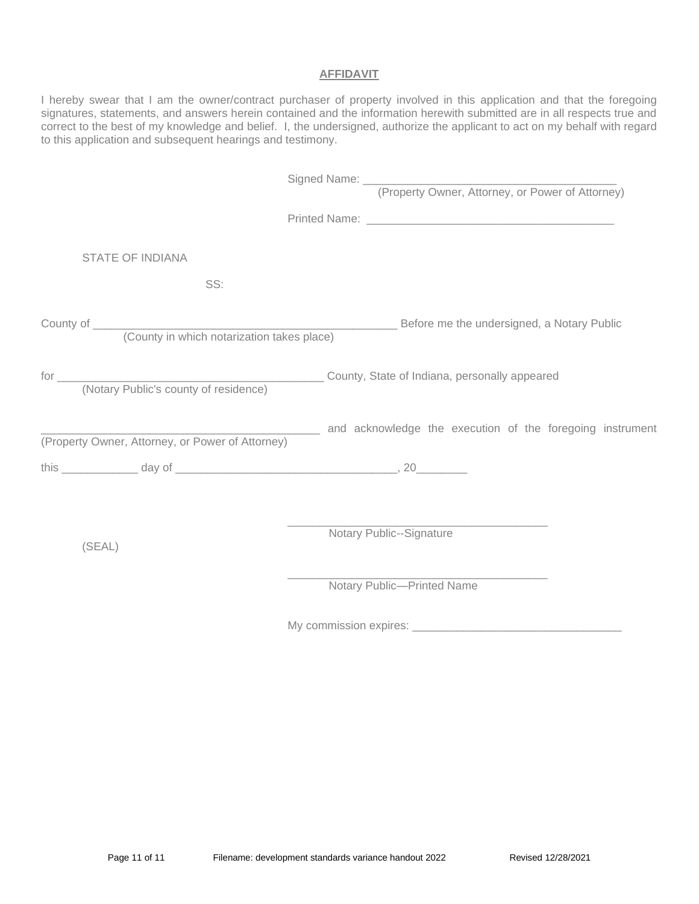## AFFIDAVIT

I hereby swear that I am the owner/contract purchaser of property involved in this application and that the foregoing signatures, statements, and answers herein contained and the information herewith submitted are in all respects true and correct to the best of my knowledge and belief. I, the undersigned, authorize the applicant to act on my behalf with regard to this application and subsequent hearings and testimony.

Signed Name: ________________________________________
(Property Owner, Attorney, or Power of Attorney)

Printed Name: ________________________________________

STATE OF INDIANA

SS:

County of __________________________________________________ Before me the undersigned, a Notary Public
(County in which notarization takes place)

for ___________________________________________ County, State of Indiana, personally appeared
(Notary Public's county of residence)

______________________________________________ and acknowledge the execution of the foregoing instrument
(Property Owner, Attorney, or Power of Attorney)

this ____________ day of ___________________________________, 20________

________________________________________
Notary Public--Signature

(SEAL)

________________________________________
Notary Public—Printed Name

My commission expires: _________________________________

Filename: development standards variance handout 2022 Revised 12/28/2021